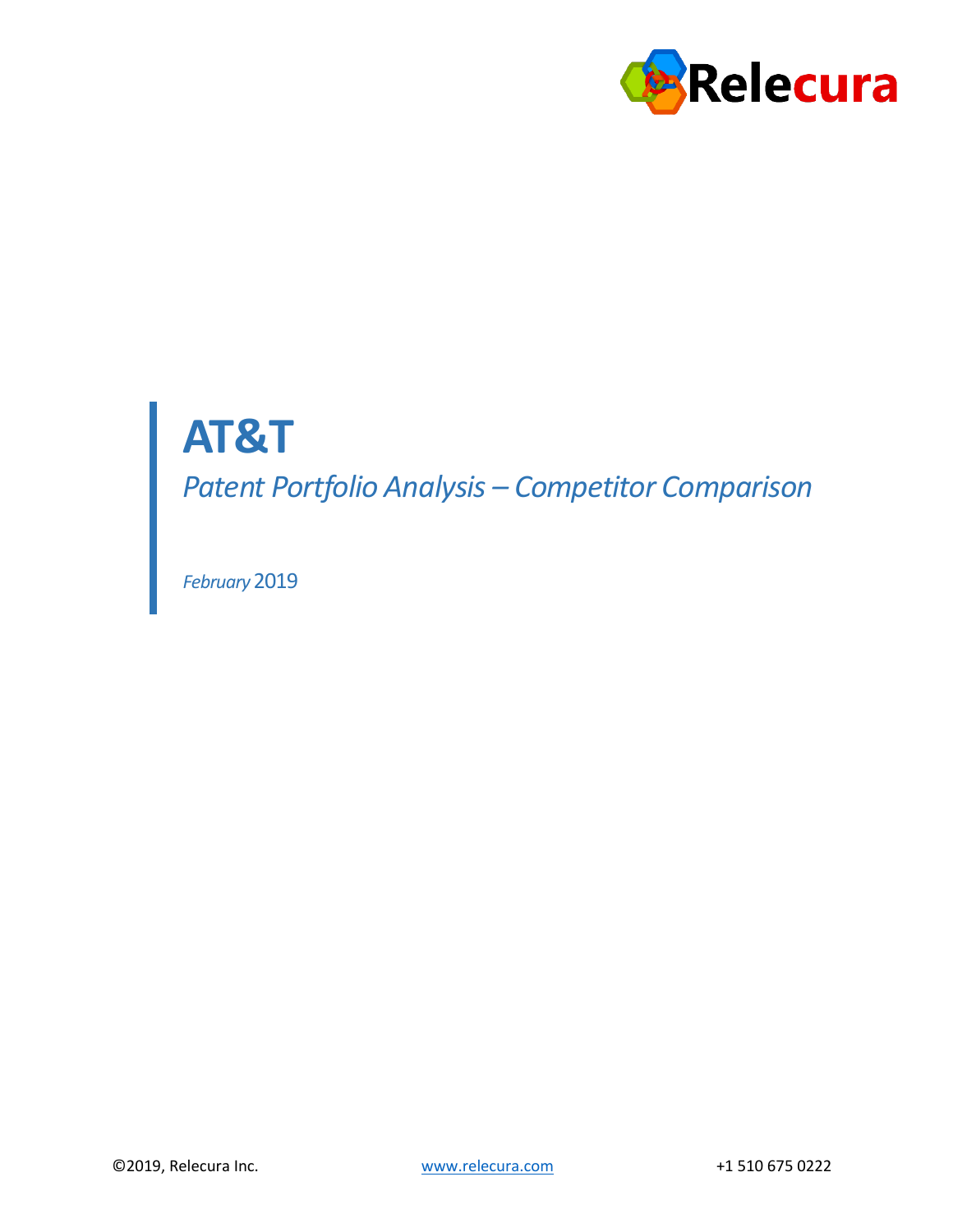Relecura

# AT&T

*Patent Portfolio Analysis – Competitor Comparison*

*February* 2019

©2019, Relecura Inc. www.relecura.com +1 510 675 0222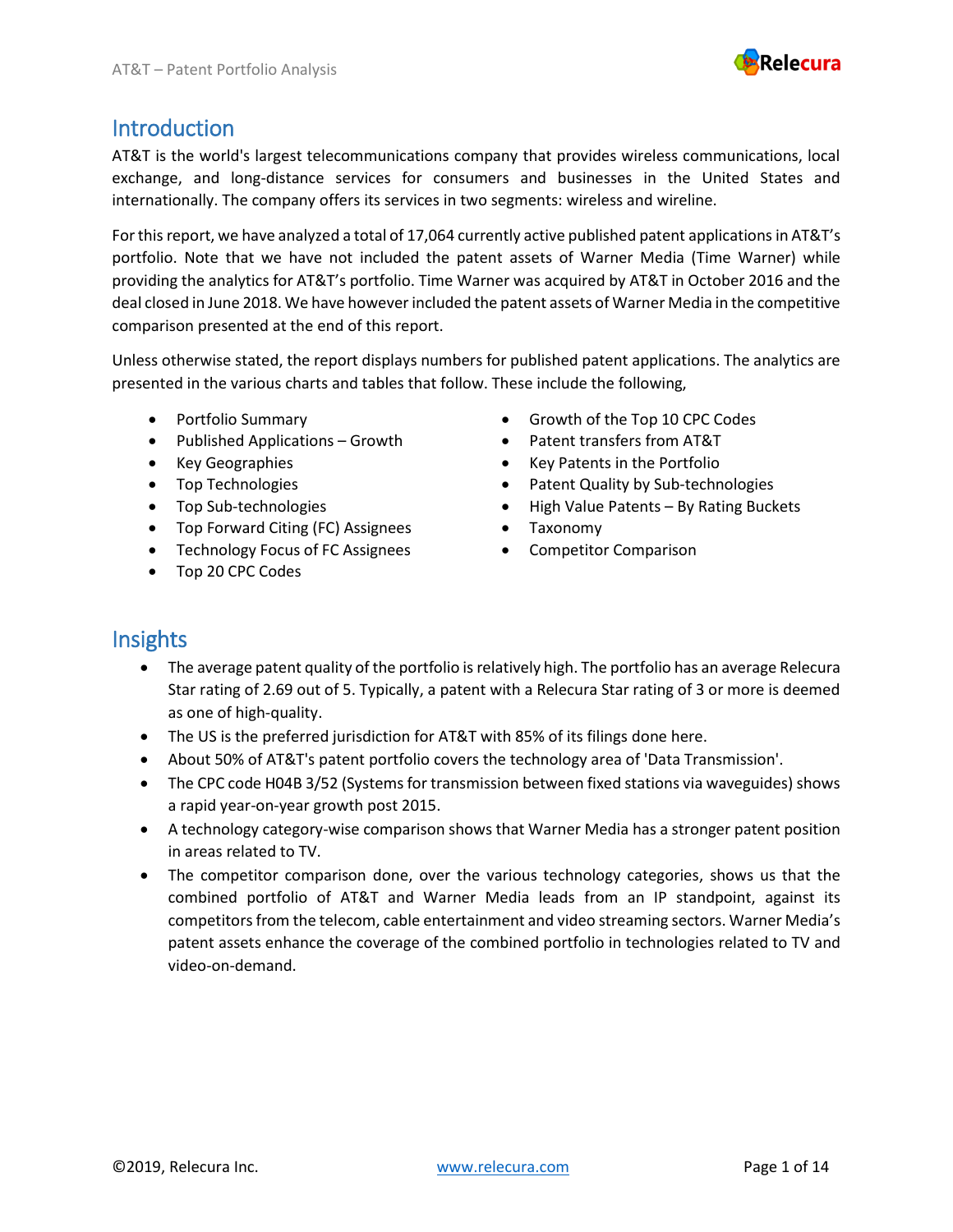## Introduction

AT&T is the world's largest telecommunications company that provides wireless communications, local exchange, and long-distance services for consumers and businesses in the United States and internationally. The company offers its services in two segments: wireless and wireline.

For this report, we have analyzed a total of 17,064 currently active published patent applications in AT&T's portfolio. Note that we have not included the patent assets of Warner Media (Time Warner) while providing the analytics for AT&T's portfolio. Time Warner was acquired by AT&T in October 2016 and the deal closed in June 2018. We have however included the patent assets of Warner Media in the competitive comparison presented at the end of this report.

Unless otherwise stated, the report displays numbers for published patent applications. The analytics are presented in the various charts and tables that follow. These include the following,

- Portfolio Summary
- Published Applications – Growth
- Key Geographies
- Top Technologies
- Top Sub-technologies
- Top Forward Citing (FC) Assignees
- Technology Focus of FC Assignees
- Top 20 CPC Codes
- Growth of the Top 10 CPC Codes
- Patent transfers from AT&T
- Key Patents in the Portfolio
- Patent Quality by Sub-technologies
- High Value Patents – By Rating Buckets
- Taxonomy
- Competitor Comparison

## Insights

- The average patent quality of the portfolio is relatively high. The portfolio has an average Relecura Star rating of 2.69 out of 5. Typically, a patent with a Relecura Star rating of 3 or more is deemed as one of high-quality.
- The US is the preferred jurisdiction for AT&T with 85% of its filings done here.
- About 50% of AT&T's patent portfolio covers the technology area of 'Data Transmission'.
- The CPC code H04B 3/52 (Systems for transmission between fixed stations via waveguides) shows a rapid year-on-year growth post 2015.
- A technology category-wise comparison shows that Warner Media has a stronger patent position in areas related to TV.
- The competitor comparison done, over the various technology categories, shows us that the combined portfolio of AT&T and Warner Media leads from an IP standpoint, against its competitors from the telecom, cable entertainment and video streaming sectors. Warner Media's patent assets enhance the coverage of the combined portfolio in technologies related to TV and video-on-demand.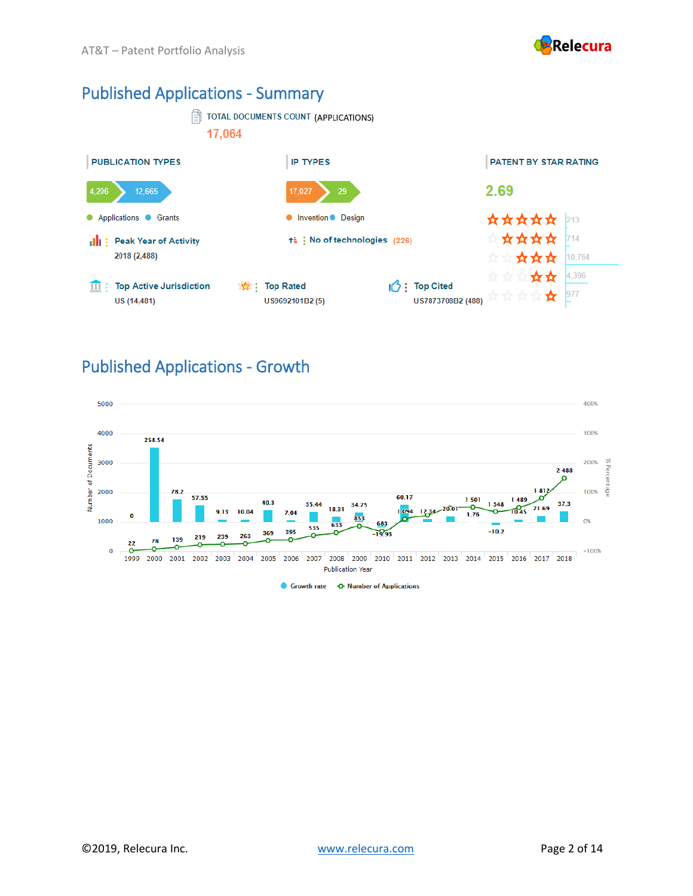# Published Applications - Summary

TOTAL DOCUMENTS COUNT (APPLICATIONS)

**17,064**

### PUBLICATION TYPES

4,206 | 12,665

- Applications
- Grants

**Peak Year of Activity**
2018 (2,488)

### IP TYPES

17,027 | 29

- Invention
- Design

**No of technologies** (226)

### PATENT BY STAR RATING

**2.69**

| Stars | Count |
|---|---|
| 5 stars | 213 |
| 4 stars | 714 |
| 3 stars | 10,764 |
| 2 stars | 4,396 |
| 1 star | 977 |

**Top Active Jurisdiction**
US (14,481)

**Top Rated**
US9692101B2 (5)

**Top Cited**
US7873708B2 (488)

# Published Applications - Growth

| Publication Year | Number of Applications | Growth rate (%) |
|---|---|---|
| 1999 | 22 | 0 |
| 2000 | 78 | 254.54 |
| 2001 | 139 | 78.2 |
| 2002 | 219 | 57.55 |
| 2003 | 239 | 9.13 |
| 2004 | 263 | 10.04 |
| 2005 | 369 | 40.3 |
| 2006 | 395 | 7.04 |
| 2007 | 535 | 35.44 |
| 2008 | 633 | 18.31 |
| 2009 | 853 | 34.75 |
| 2010 | 683 | -19.93 |
| 2011 | 1 094 | 60.17 |
| 2012 | 1 234 | 12.8 |
| 2013 | 1 475 | 20.01 |
| 2014 | 1 501 | 1.76 |
| 2015 | 1 348 | -10.2 |
| 2016 | 1 489 | 10.45 |
| 2017 | 1 812 | 21.69 |
| 2018 | 2 488 | 37.3 |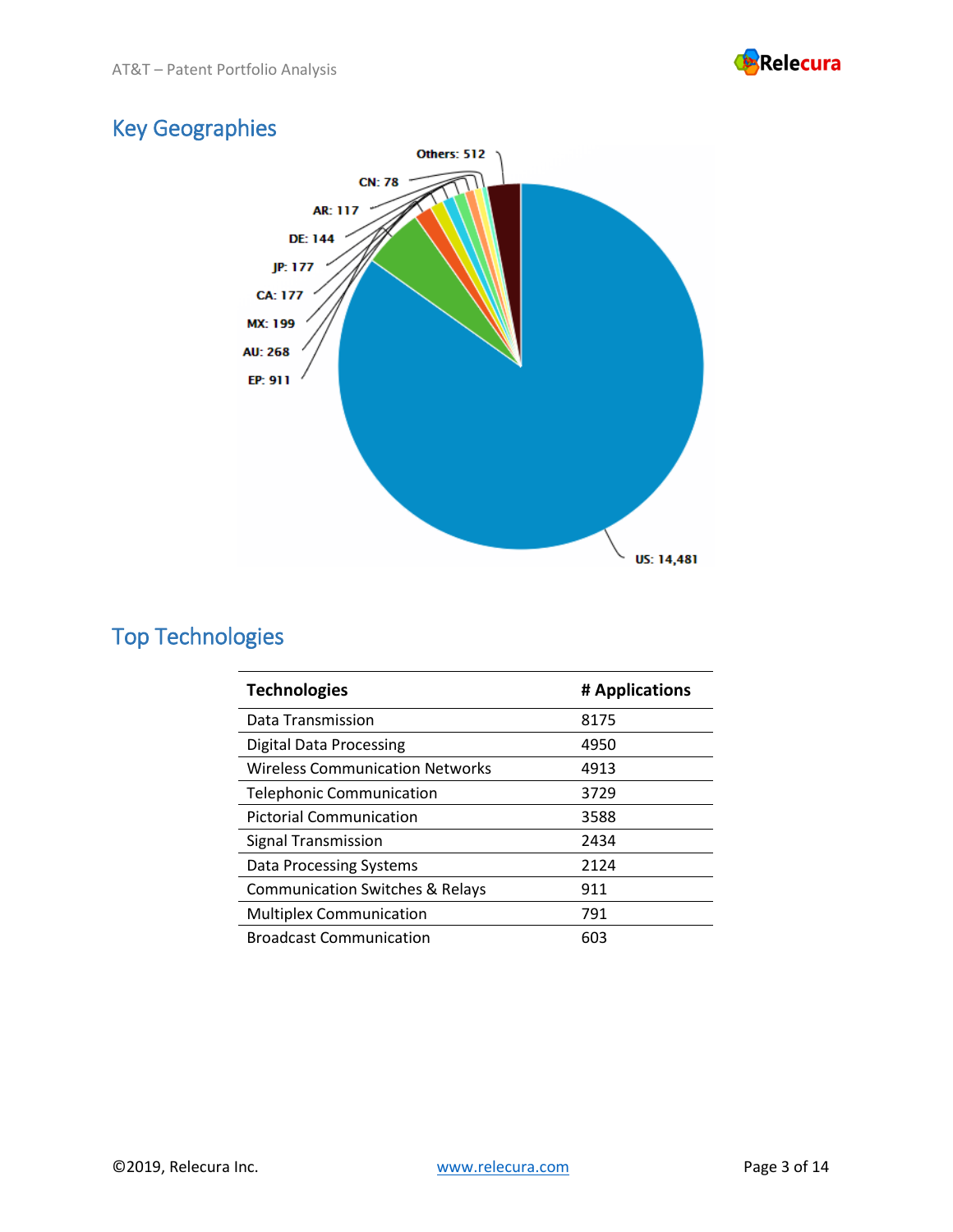## Key Geographies

Others: 512
CN: 78
AR: 117
DE: 144
JP: 177
CA: 177
MX: 199
AU: 268
EP: 911
US: 14,481

## Top Technologies

| Technologies | # Applications |
|---|---|
| Data Transmission | 8175 |
| Digital Data Processing | 4950 |
| Wireless Communication Networks | 4913 |
| Telephonic Communication | 3729 |
| Pictorial Communication | 3588 |
| Signal Transmission | 2434 |
| Data Processing Systems | 2124 |
| Communication Switches & Relays | 911 |
| Multiplex Communication | 791 |
| Broadcast Communication | 603 |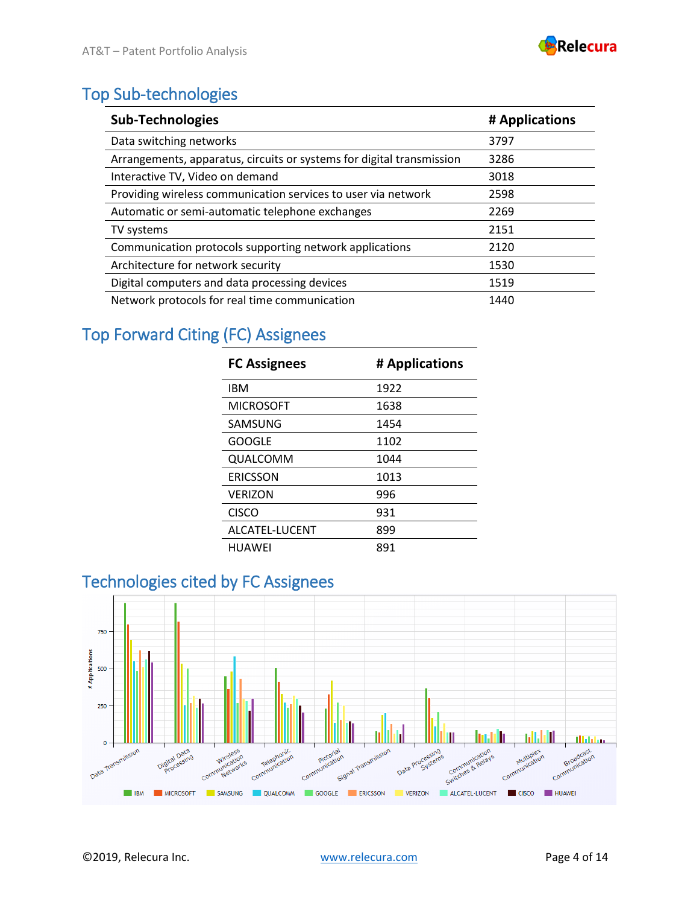## Top Sub-technologies

| Sub-Technologies | # Applications |
|---|---|
| Data switching networks | 3797 |
| Arrangements, apparatus, circuits or systems for digital transmission | 3286 |
| Interactive TV, Video on demand | 3018 |
| Providing wireless communication services to user via network | 2598 |
| Automatic or semi-automatic telephone exchanges | 2269 |
| TV systems | 2151 |
| Communication protocols supporting network applications | 2120 |
| Architecture for network security | 1530 |
| Digital computers and data processing devices | 1519 |
| Network protocols for real time communication | 1440 |

## Top Forward Citing (FC) Assignees

| FC Assignees | # Applications |
|---|---|
| IBM | 1922 |
| MICROSOFT | 1638 |
| SAMSUNG | 1454 |
| GOOGLE | 1102 |
| QUALCOMM | 1044 |
| ERICSSON | 1013 |
| VERIZON | 996 |
| CISCO | 931 |
| ALCATEL-LUCENT | 899 |
| HUAWEI | 891 |

## Technologies cited by FC Assignees

# Applications: 0, 250, 500, 750

Data Transmission, Digital Data Processing, Wireless Communication Networks, Telephonic Communication, Pictorial Communication, Signal Transmission, Data Processing Systems, Communication Switches & Relays, Multiplex Communication, Broadcast Communication

IBM, MICROSOFT, SAMSUNG, QUALCOMM, GOOGLE, ERICSSON, VERIZON, ALCATEL-LUCENT, CISCO, HUAWEI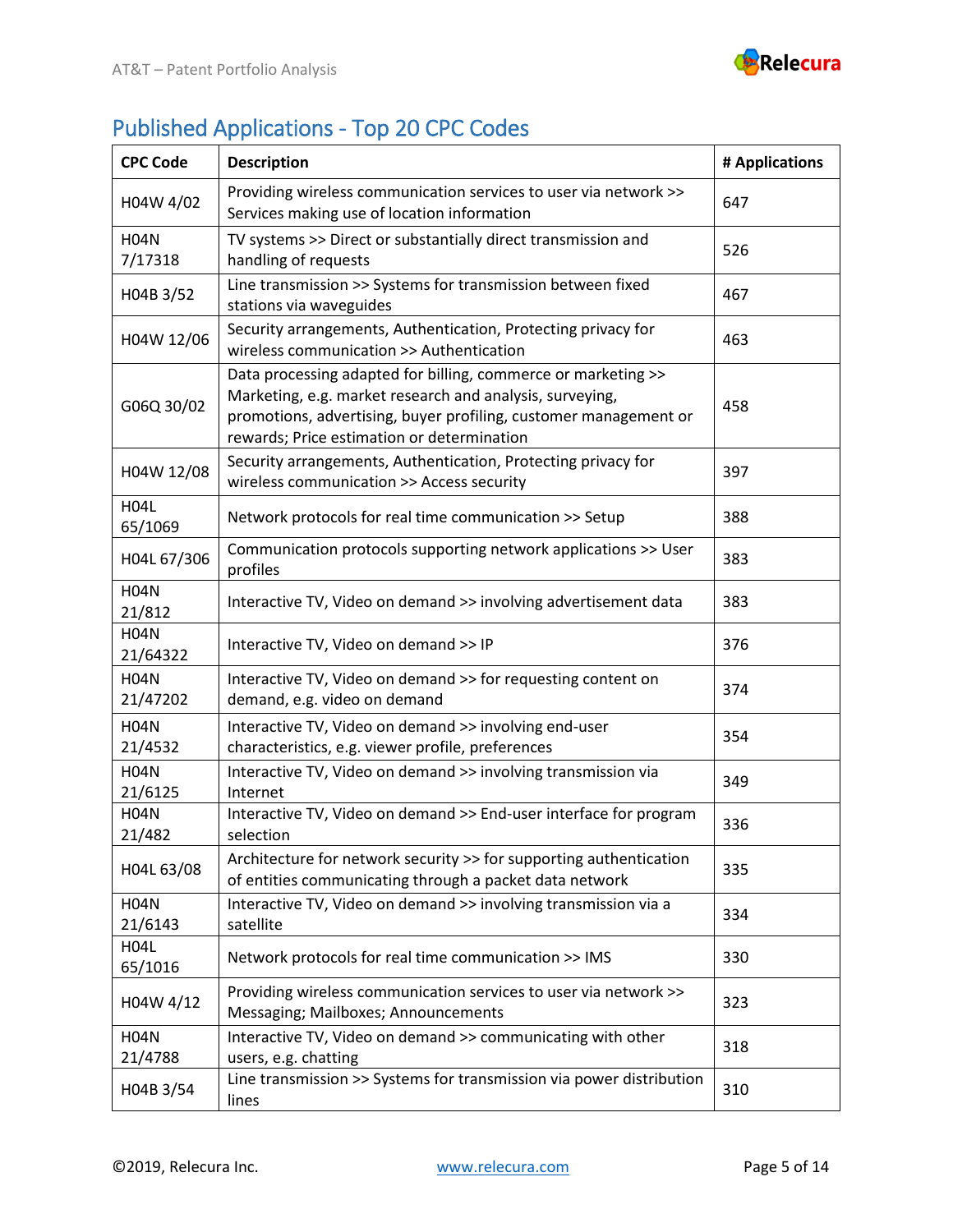## Published Applications - Top 20 CPC Codes

| CPC Code | Description | # Applications |
|---|---|---|
| H04W 4/02 | Providing wireless communication services to user via network >> Services making use of location information | 647 |
| H04N 7/17318 | TV systems >> Direct or substantially direct transmission and handling of requests | 526 |
| H04B 3/52 | Line transmission >> Systems for transmission between fixed stations via waveguides | 467 |
| H04W 12/06 | Security arrangements, Authentication, Protecting privacy for wireless communication >> Authentication | 463 |
| G06Q 30/02 | Data processing adapted for billing, commerce or marketing >> Marketing, e.g. market research and analysis, surveying, promotions, advertising, buyer profiling, customer management or rewards; Price estimation or determination | 458 |
| H04W 12/08 | Security arrangements, Authentication, Protecting privacy for wireless communication >> Access security | 397 |
| H04L 65/1069 | Network protocols for real time communication >> Setup | 388 |
| H04L 67/306 | Communication protocols supporting network applications >> User profiles | 383 |
| H04N 21/812 | Interactive TV, Video on demand >> involving advertisement data | 383 |
| H04N 21/64322 | Interactive TV, Video on demand >> IP | 376 |
| H04N 21/47202 | Interactive TV, Video on demand >> for requesting content on demand, e.g. video on demand | 374 |
| H04N 21/4532 | Interactive TV, Video on demand >> involving end-user characteristics, e.g. viewer profile, preferences | 354 |
| H04N 21/6125 | Interactive TV, Video on demand >> involving transmission via Internet | 349 |
| H04N 21/482 | Interactive TV, Video on demand >> End-user interface for program selection | 336 |
| H04L 63/08 | Architecture for network security >> for supporting authentication of entities communicating through a packet data network | 335 |
| H04N 21/6143 | Interactive TV, Video on demand >> involving transmission via a satellite | 334 |
| H04L 65/1016 | Network protocols for real time communication >> IMS | 330 |
| H04W 4/12 | Providing wireless communication services to user via network >> Messaging; Mailboxes; Announcements | 323 |
| H04N 21/4788 | Interactive TV, Video on demand >> communicating with other users, e.g. chatting | 318 |
| H04B 3/54 | Line transmission >> Systems for transmission via power distribution lines | 310 |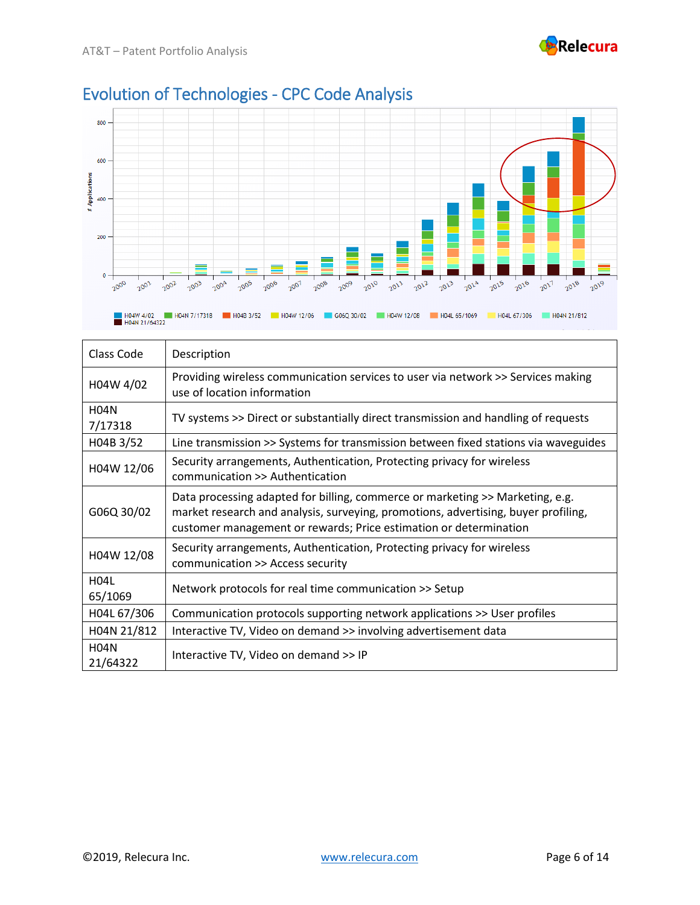## Evolution of Technologies - CPC Code Analysis

| Class Code | Description |
|---|---|
| H04W 4/02 | Providing wireless communication services to user via network >> Services making use of location information |
| H04N 7/17318 | TV systems >> Direct or substantially direct transmission and handling of requests |
| H04B 3/52 | Line transmission >> Systems for transmission between fixed stations via waveguides |
| H04W 12/06 | Security arrangements, Authentication, Protecting privacy for wireless communication >> Authentication |
| G06Q 30/02 | Data processing adapted for billing, commerce or marketing >> Marketing, e.g. market research and analysis, surveying, promotions, advertising, buyer profiling, customer management or rewards; Price estimation or determination |
| H04W 12/08 | Security arrangements, Authentication, Protecting privacy for wireless communication >> Access security |
| H04L 65/1069 | Network protocols for real time communication >> Setup |
| H04L 67/306 | Communication protocols supporting network applications >> User profiles |
| H04N 21/812 | Interactive TV, Video on demand >> involving advertisement data |
| H04N 21/64322 | Interactive TV, Video on demand >> IP |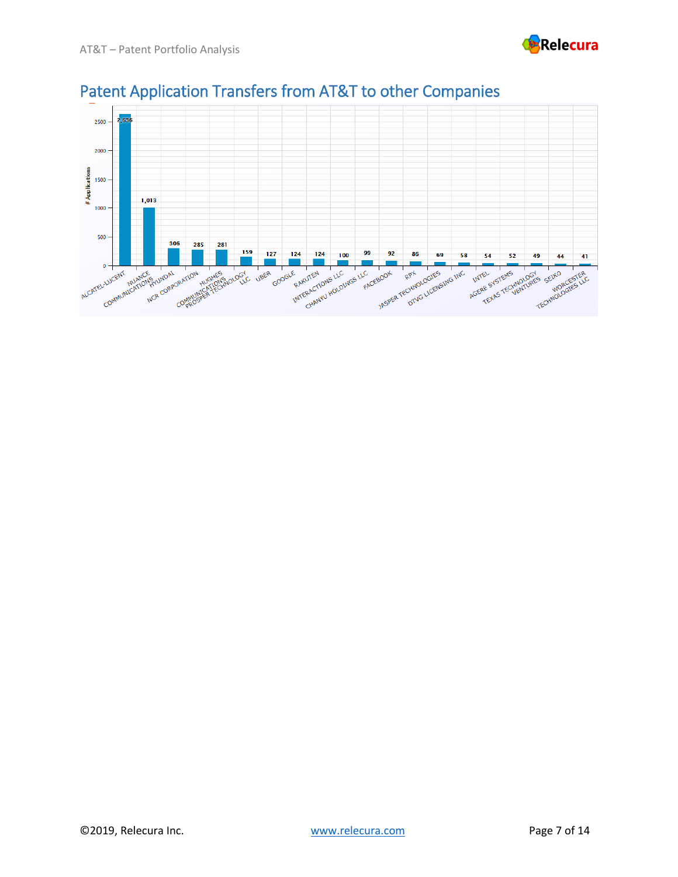## Patent Application Transfers from AT&T to other Companies

| Company | # Applications |
|---|---|
| ALCATEL-LUCENT | 2,636 |
| NUANCE COMMUNICATIONS | 1,013 |
| HYUNDAI | 306 |
| NCR CORPORATION | 285 |
| HUGHES COMMUNICATIONS | 281 |
| PROSPER TECHNOLOGY LLC | 159 |
| UBER | 127 |
| GOOGLE | 124 |
| RAKUTEN | 124 |
| INTERACTIONS LLC | 100 |
| CHANYU HOLDINGS LLC | 99 |
| FACEBOOK | 92 |
| RPX | 86 |
| JASPER TECHNOLOGIES | 69 |
| DTVG LICENSING INC | 58 |
| INTEL | 54 |
| AGERE SYSTEMS | 52 |
| TEXAS TECHNOLOGY VENTURES | 49 |
| SEIKO | 44 |
| WORCESTER TECHNOLOGIES LLC | 41 |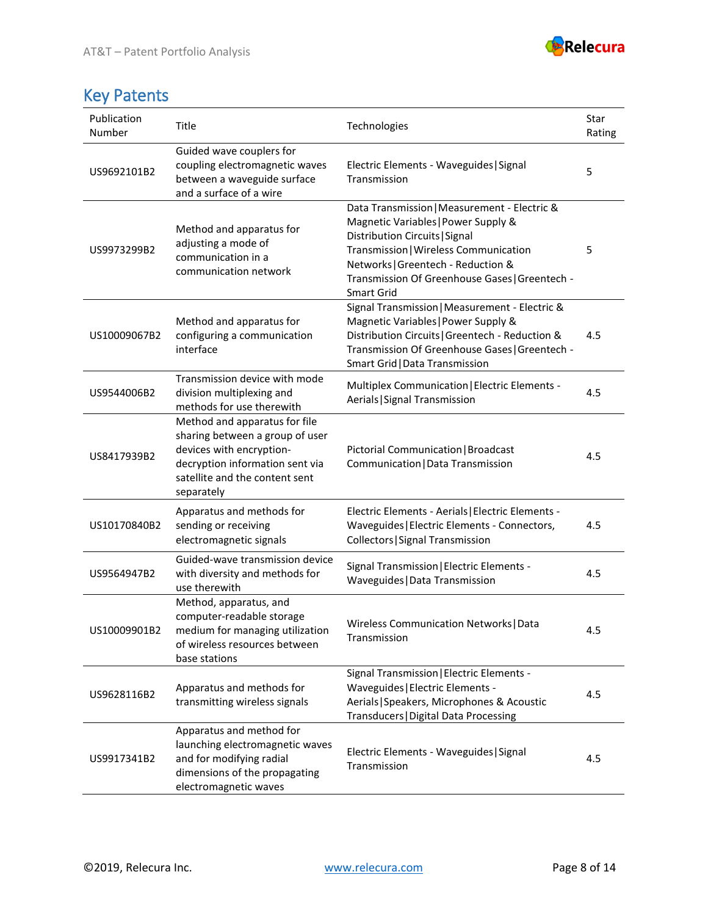## Key Patents

| Publication Number | Title | Technologies | Star Rating |
|---|---|---|---|
| US9692101B2 | Guided wave couplers for coupling electromagnetic waves between a waveguide surface and a surface of a wire | Electric Elements - Waveguides\|Signal Transmission | 5 |
| US9973299B2 | Method and apparatus for adjusting a mode of communication in a communication network | Data Transmission\|Measurement - Electric & Magnetic Variables\|Power Supply & Distribution Circuits\|Signal Transmission\|Wireless Communication Networks\|Greentech - Reduction & Transmission Of Greenhouse Gases\|Greentech - Smart Grid | 5 |
| US10009067B2 | Method and apparatus for configuring a communication interface | Signal Transmission\|Measurement - Electric & Magnetic Variables\|Power Supply & Distribution Circuits\|Greentech - Reduction & Transmission Of Greenhouse Gases\|Greentech - Smart Grid\|Data Transmission | 4.5 |
| US9544006B2 | Transmission device with mode division multiplexing and methods for use therewith | Multiplex Communication\|Electric Elements - Aerials\|Signal Transmission | 4.5 |
| US8417939B2 | Method and apparatus for file sharing between a group of user devices with encryption-decryption information sent via satellite and the content sent separately | Pictorial Communication\|Broadcast Communication\|Data Transmission | 4.5 |
| US10170840B2 | Apparatus and methods for sending or receiving electromagnetic signals | Electric Elements - Aerials\|Electric Elements - Waveguides\|Electric Elements - Connectors, Collectors\|Signal Transmission | 4.5 |
| US9564947B2 | Guided-wave transmission device with diversity and methods for use therewith | Signal Transmission\|Electric Elements - Waveguides\|Data Transmission | 4.5 |
| US10009901B2 | Method, apparatus, and computer-readable storage medium for managing utilization of wireless resources between base stations | Wireless Communication Networks\|Data Transmission | 4.5 |
| US9628116B2 | Apparatus and methods for transmitting wireless signals | Signal Transmission\|Electric Elements - Waveguides\|Electric Elements - Aerials\|Speakers, Microphones & Acoustic Transducers\|Digital Data Processing | 4.5 |
| US9917341B2 | Apparatus and method for launching electromagnetic waves and for modifying radial dimensions of the propagating electromagnetic waves | Electric Elements - Waveguides\|Signal Transmission | 4.5 |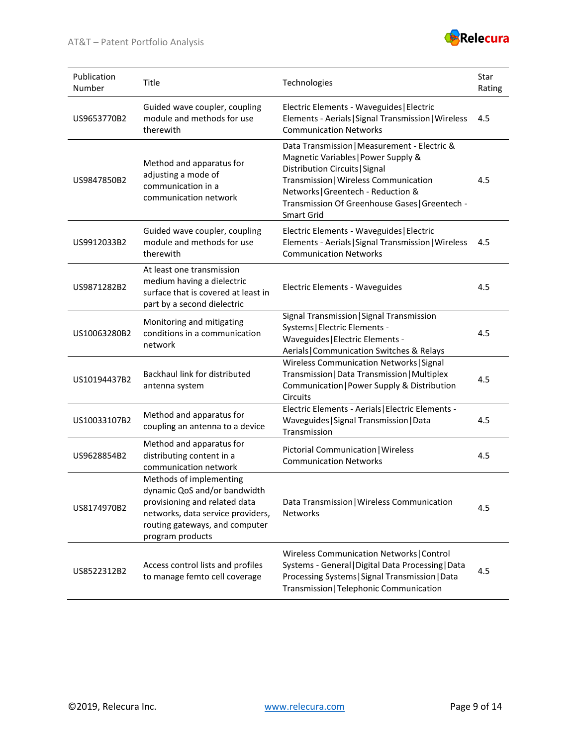| Publication Number | Title | Technologies | Star Rating |
|---|---|---|---|
| US9653770B2 | Guided wave coupler, coupling module and methods for use therewith | Electric Elements - Waveguides\|Electric Elements - Aerials\|Signal Transmission\|Wireless Communication Networks | 4.5 |
| US9847850B2 | Method and apparatus for adjusting a mode of communication in a communication network | Data Transmission\|Measurement - Electric & Magnetic Variables\|Power Supply & Distribution Circuits\|Signal Transmission\|Wireless Communication Networks\|Greentech - Reduction & Transmission Of Greenhouse Gases\|Greentech - Smart Grid | 4.5 |
| US9912033B2 | Guided wave coupler, coupling module and methods for use therewith | Electric Elements - Waveguides\|Electric Elements - Aerials\|Signal Transmission\|Wireless Communication Networks | 4.5 |
| US9871282B2 | At least one transmission medium having a dielectric surface that is covered at least in part by a second dielectric | Electric Elements - Waveguides | 4.5 |
| US10063280B2 | Monitoring and mitigating conditions in a communication network | Signal Transmission\|Signal Transmission Systems\|Electric Elements - Waveguides\|Electric Elements - Aerials\|Communication Switches & Relays | 4.5 |
| US10194437B2 | Backhaul link for distributed antenna system | Wireless Communication Networks\|Signal Transmission\|Data Transmission\|Multiplex Communication\|Power Supply & Distribution Circuits | 4.5 |
| US10033107B2 | Method and apparatus for coupling an antenna to a device | Electric Elements - Aerials\|Electric Elements - Waveguides\|Signal Transmission\|Data Transmission | 4.5 |
| US9628854B2 | Method and apparatus for distributing content in a communication network | Pictorial Communication\|Wireless Communication Networks | 4.5 |
| US8174970B2 | Methods of implementing dynamic QoS and/or bandwidth provisioning and related data networks, data service providers, routing gateways, and computer program products | Data Transmission\|Wireless Communication Networks | 4.5 |
| US8522312B2 | Access control lists and profiles to manage femto cell coverage | Wireless Communication Networks\|Control Systems - General\|Digital Data Processing\|Data Processing Systems\|Signal Transmission\|Data Transmission\|Telephonic Communication | 4.5 |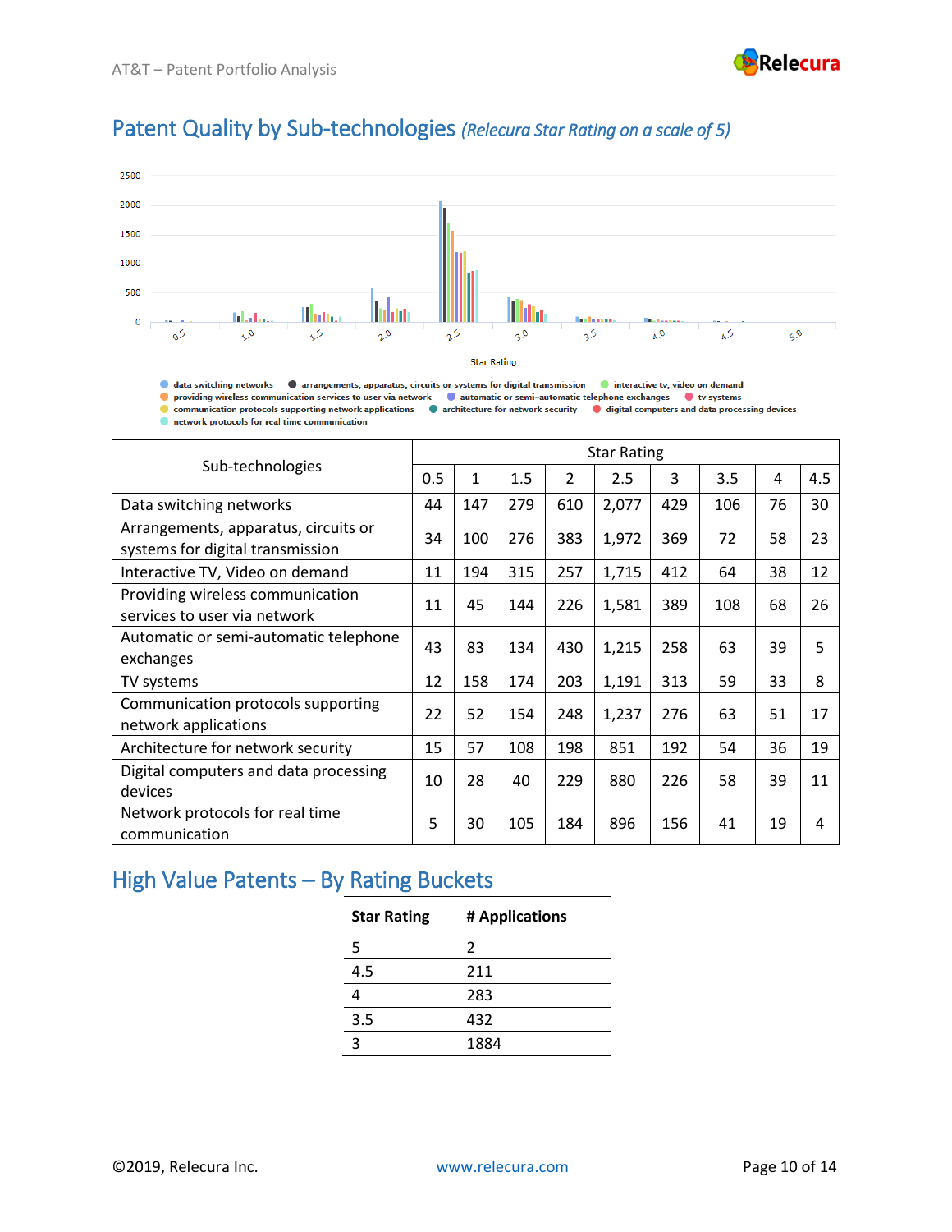## Patent Quality by Sub-technologies *(Relecura Star Rating on a scale of 5)*

| Sub-technologies | Star Rating | | | | | | | | |
|---|---|---|---|---|---|---|---|---|---|
| | 0.5 | 1 | 1.5 | 2 | 2.5 | 3 | 3.5 | 4 | 4.5 |
| Data switching networks | 44 | 147 | 279 | 610 | 2,077 | 429 | 106 | 76 | 30 |
| Arrangements, apparatus, circuits or systems for digital transmission | 34 | 100 | 276 | 383 | 1,972 | 369 | 72 | 58 | 23 |
| Interactive TV, Video on demand | 11 | 194 | 315 | 257 | 1,715 | 412 | 64 | 38 | 12 |
| Providing wireless communication services to user via network | 11 | 45 | 144 | 226 | 1,581 | 389 | 108 | 68 | 26 |
| Automatic or semi-automatic telephone exchanges | 43 | 83 | 134 | 430 | 1,215 | 258 | 63 | 39 | 5 |
| TV systems | 12 | 158 | 174 | 203 | 1,191 | 313 | 59 | 33 | 8 |
| Communication protocols supporting network applications | 22 | 52 | 154 | 248 | 1,237 | 276 | 63 | 51 | 17 |
| Architecture for network security | 15 | 57 | 108 | 198 | 851 | 192 | 54 | 36 | 19 |
| Digital computers and data processing devices | 10 | 28 | 40 | 229 | 880 | 226 | 58 | 39 | 11 |
| Network protocols for real time communication | 5 | 30 | 105 | 184 | 896 | 156 | 41 | 19 | 4 |

## High Value Patents – By Rating Buckets

| Star Rating | # Applications |
|---|---|
| 5 | 2 |
| 4.5 | 211 |
| 4 | 283 |
| 3.5 | 432 |
| 3 | 1884 |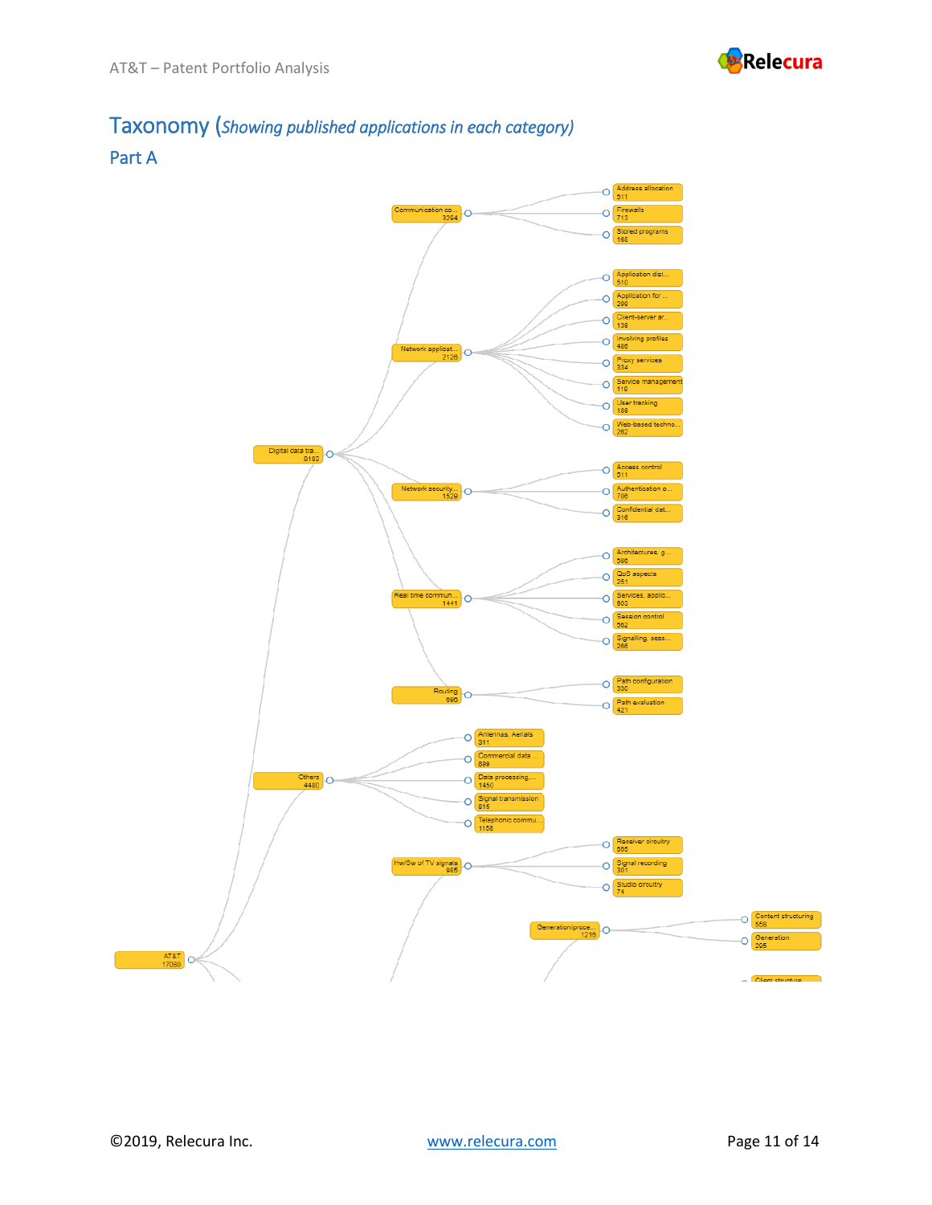# Taxonomy (*Showing published applications in each category)*

## Part A

- AT&T — 17080
  - Digital data tra... — 8183
    - Communication co... — 3294
      - Address allocation — 511
      - Firewalls — 713
      - Stored programs — 168
    - Network applicat... — 2126
      - Application dist... — 510
      - Application for ... — 209
      - Client-server ar... — 139
      - Involving profiles — 486
      - Proxy services — 334
      - Service management — 119
      - User tracking — 188
      - Web-based techno... — 262
    - Network security... — 1529
      - Access control — 511
      - Authentication o... — 706
      - Confidential dat... — 316
    - Real time commun... — 1441
      - Architectures, g... — 586
      - QoS aspects — 251
      - Services, applic... — 803
      - Session control — 562
      - Signalling, sess... — 268
    - Routing — 696
      - Path configuration — 330
      - Path evaluation — 421
  - Others — 4480
    - Antennas, Aerials — 311
    - Commercial data ... — 899
    - Data processing,... — 1450
    - Signal transmission — 815
    - Telephonic commu... — 1158
  - Hw/Sw of TV signals — 985
    - Receiver circuitry — 555
    - Signal recording — 301
    - Studio circuitry — 74
  - Generation/proce... — 1216
    - Content structuring — 558
    - Generation — 205
    - Client structure...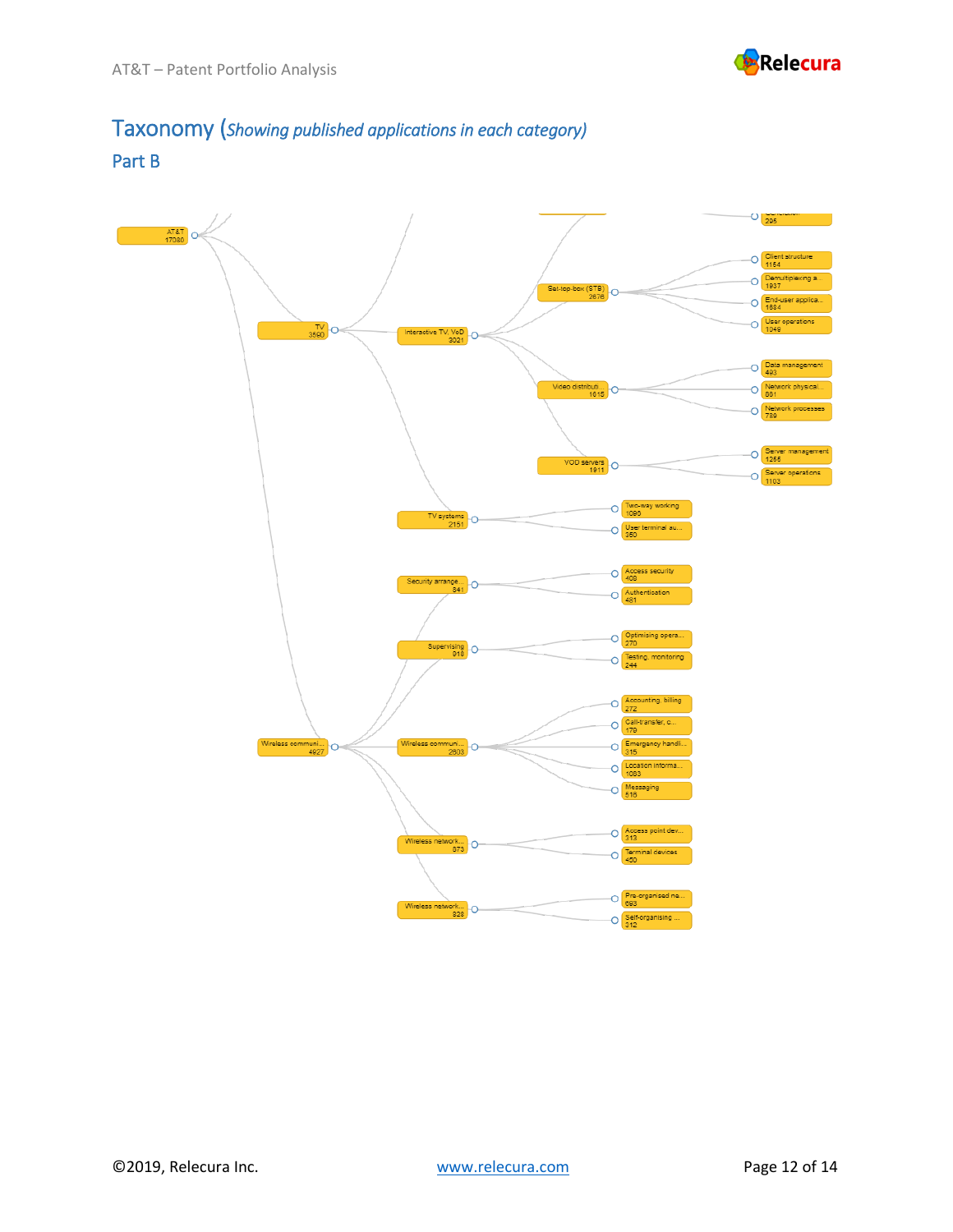# Taxonomy (*Showing published applications in each category)*

## Part B

- AT&T 17080
  - TV 3590
    - Interactive TV, VoD 3021
      - Set-top-box (STB) 2676
        - Client structure 1154
        - Demultiplexing a... 1937
        - End-user applica... 1884
        - User operations 1049
      - Video distributi... 1615
        - Data management 493
        - Network physical... 881
        - Network processes 789
      - VOD servers 1911
        - Server management 1255
        - Server operations 1103
    - TV systems 2151
      - Two-way working 1090
      - User terminal au... 350
  - Wireless communi... 4927
    - Security arrange... 841
      - Access security 409
      - Authentication 481
    - Supervising 918
      - Optimising opera... 270
      - Testing, monitoring 244
    - Wireless communi... 2603
      - Accounting, billing 272
      - Call-transfer, c... 179
      - Emergency handli... 315
      - Location informa... 1083
      - Messaging 516
    - Wireless network... 873
      - Access point dev... 313
      - Terminal devices 450
    - Wireless network... 828
      - Pre-organised ne... 693
      - Self-organising ... 312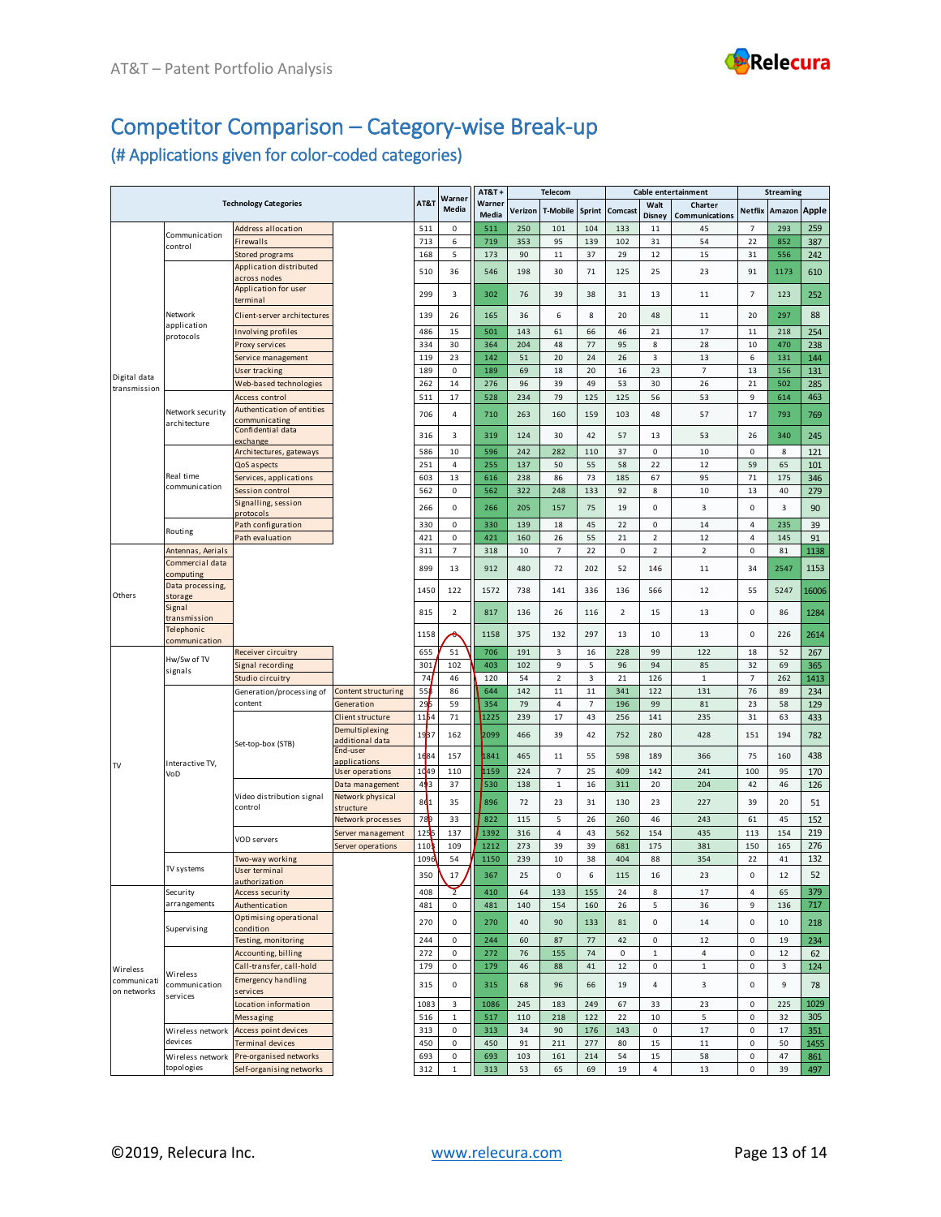## Competitor Comparison – Category-wise Break-up

### (# Applications given for color-coded categories)

| Technology Categories | | | | AT&T | Warner Media | AT&T + Warner Media | Telecom | | | Cable entertainment | | | Streaming | | |
|---|---|---|---|---|---|---|---|---|---|---|---|---|---|---|---|
| | | | | | | | Verizon | T-Mobile | Sprint | Comcast | Walt Disney | Charter Communications | Netflix | Amazon | Apple |
| Digital data transmission | Communication control | Address allocation | | 511 | 0 | 511 | 250 | 101 | 104 | 133 | 11 | 45 | 7 | 293 | 259 |
| | | Firewalls | | 713 | 6 | 719 | 353 | 95 | 139 | 102 | 31 | 54 | 22 | 852 | 387 |
| | | Stored programs | | 168 | 5 | 173 | 90 | 11 | 37 | 29 | 12 | 15 | 31 | 556 | 242 |
| | Network application protocols | Application distributed across nodes | | 510 | 36 | 546 | 198 | 30 | 71 | 125 | 25 | 23 | 91 | 1173 | 610 |
| | | Application for user terminal | | 299 | 3 | 302 | 76 | 39 | 38 | 31 | 13 | 11 | 7 | 123 | 252 |
| | | Client-server architectures | | 139 | 26 | 165 | 36 | 6 | 8 | 20 | 48 | 11 | 20 | 297 | 88 |
| | | Involving profiles | | 486 | 15 | 501 | 143 | 61 | 66 | 46 | 21 | 17 | 11 | 218 | 254 |
| | | Proxy services | | 334 | 30 | 364 | 204 | 48 | 77 | 95 | 8 | 28 | 10 | 470 | 238 |
| | | Service management | | 119 | 23 | 142 | 51 | 20 | 24 | 26 | 3 | 13 | 6 | 131 | 144 |
| | | User tracking | | 189 | 0 | 189 | 69 | 18 | 20 | 16 | 23 | 7 | 13 | 156 | 131 |
| | | Web-based technologies | | 262 | 14 | 276 | 96 | 39 | 49 | 53 | 30 | 26 | 21 | 502 | 285 |
| | Network security architecture | Access control | | 511 | 17 | 528 | 234 | 79 | 125 | 125 | 56 | 53 | 9 | 614 | 463 |
| | | Authentication of entities communicating | | 706 | 4 | 710 | 263 | 160 | 159 | 103 | 48 | 57 | 17 | 793 | 769 |
| | | Confidential data exchange | | 316 | 3 | 319 | 124 | 30 | 42 | 57 | 13 | 53 | 26 | 340 | 245 |
| | Real time communication | Architectures, gateways | | 586 | 10 | 596 | 242 | 282 | 110 | 37 | 0 | 10 | 0 | 8 | 121 |
| | | QoS aspects | | 251 | 4 | 255 | 137 | 50 | 55 | 58 | 22 | 12 | 59 | 65 | 101 |
| | | Services, applications | | 603 | 13 | 616 | 238 | 86 | 73 | 185 | 67 | 95 | 71 | 175 | 346 |
| | | Session control | | 562 | 0 | 562 | 322 | 248 | 133 | 92 | 8 | 10 | 13 | 40 | 279 |
| | | Signalling, session protocols | | 266 | 0 | 266 | 205 | 157 | 75 | 19 | 0 | 3 | 0 | 3 | 90 |
| | Routing | Path configuration | | 330 | 0 | 330 | 139 | 18 | 45 | 22 | 0 | 14 | 4 | 235 | 39 |
| | | Path evaluation | | 421 | 0 | 421 | 160 | 26 | 55 | 21 | 2 | 12 | 4 | 145 | 91 |
| Others | Antennas, Aerials | | | 311 | 7 | 318 | 10 | 7 | 22 | 0 | 2 | 2 | 0 | 81 | 1138 |
| | Commercial data computing | | | 899 | 13 | 912 | 480 | 72 | 202 | 52 | 146 | 11 | 34 | 2547 | 1153 |
| | Data processing, storage | | | 1450 | 122 | 1572 | 738 | 141 | 336 | 136 | 566 | 12 | 55 | 5247 | 16006 |
| | Signal transmission | | | 815 | 2 | 817 | 136 | 26 | 116 | 2 | 15 | 13 | 0 | 86 | 1284 |
| | Telephonic communication | | | 1158 | 0 | 1158 | 375 | 132 | 297 | 13 | 10 | 13 | 0 | 226 | 2614 |
| TV | Hw/Sw of TV signals | Receiver circuitry | | 655 | 51 | 706 | 191 | 3 | 16 | 228 | 99 | 122 | 18 | 52 | 267 |
| | | Signal recording | | 301 | 102 | 403 | 102 | 9 | 5 | 96 | 94 | 85 | 32 | 69 | 365 |
| | | Studio circuitry | | 74 | 46 | 120 | 54 | 2 | 3 | 21 | 126 | 1 | 7 | 262 | 1413 |
| | Interactive TV, VoD | Generation/processing of content | Content structuring | 558 | 86 | 644 | 142 | 11 | 11 | 341 | 122 | 131 | 76 | 89 | 234 |
| | | | Generation | 295 | 59 | 354 | 79 | 4 | 7 | 196 | 99 | 81 | 23 | 58 | 129 |
| | | Set-top-box (STB) | Client structure | 1154 | 71 | 1225 | 239 | 17 | 43 | 256 | 141 | 235 | 31 | 63 | 433 |
| | | | Demultiplexing additional data | 1937 | 162 | 2099 | 466 | 39 | 42 | 752 | 280 | 428 | 151 | 194 | 782 |
| | | | End-user applications | 1684 | 157 | 1841 | 465 | 11 | 55 | 598 | 189 | 366 | 75 | 160 | 438 |
| | | | User operations | 1049 | 110 | 1159 | 224 | 7 | 25 | 409 | 142 | 241 | 100 | 95 | 170 |
| | | Video distribution signal control | Data management | 493 | 37 | 530 | 138 | 1 | 16 | 311 | 20 | 204 | 42 | 46 | 126 |
| | | | Network physical structure | 861 | 35 | 896 | 72 | 23 | 31 | 130 | 23 | 227 | 39 | 20 | 51 |
| | | | Network processes | 789 | 33 | 822 | 115 | 5 | 26 | 260 | 46 | 243 | 61 | 45 | 152 |
| | | VOD servers | Server management | 1255 | 137 | 1392 | 316 | 4 | 43 | 562 | 154 | 435 | 113 | 154 | 219 |
| | | | Server operations | 1103 | 109 | 1212 | 273 | 39 | 39 | 681 | 175 | 381 | 150 | 165 | 276 |
| | TV systems | Two-way working | | 1096 | 54 | 1150 | 239 | 10 | 38 | 404 | 88 | 354 | 22 | 41 | 132 |
| | | User terminal authorization | | 350 | 17 | 367 | 25 | 0 | 6 | 115 | 16 | 23 | 0 | 12 | 52 |
| Wireless communication networks | Security arrangements | Access security | | 408 | 2 | 410 | 64 | 133 | 155 | 24 | 8 | 17 | 4 | 65 | 379 |
| | | Authentication | | 481 | 0 | 481 | 140 | 154 | 160 | 26 | 5 | 36 | 9 | 136 | 717 |
| | Supervising | Optimising operational condition | | 270 | 0 | 270 | 40 | 90 | 133 | 81 | 0 | 14 | 0 | 10 | 218 |
| | | Testing, monitoring | | 244 | 0 | 244 | 60 | 87 | 77 | 42 | 0 | 12 | 0 | 19 | 234 |
| | Wireless communication services | Accounting, billing | | 272 | 0 | 272 | 76 | 155 | 74 | 0 | 1 | 4 | 0 | 12 | 62 |
| | | Call-transfer, call-hold | | 179 | 0 | 179 | 46 | 88 | 41 | 12 | 0 | 1 | 0 | 3 | 124 |
| | | Emergency handling services | | 315 | 0 | 315 | 68 | 96 | 66 | 19 | 4 | 3 | 0 | 9 | 78 |
| | | Location information | | 1083 | 3 | 1086 | 245 | 183 | 249 | 67 | 33 | 23 | 0 | 225 | 1029 |
| | | Messaging | | 516 | 1 | 517 | 110 | 218 | 122 | 22 | 10 | 5 | 0 | 32 | 305 |
| | Wireless network devices | Access point devices | | 313 | 0 | 313 | 34 | 90 | 176 | 143 | 0 | 17 | 0 | 17 | 351 |
| | | Terminal devices | | 450 | 0 | 450 | 91 | 211 | 277 | 80 | 15 | 11 | 0 | 50 | 1455 |
| | Wireless network topologies | Pre-organised networks | | 693 | 0 | 693 | 103 | 161 | 214 | 54 | 15 | 58 | 0 | 47 | 861 |
| | | Self-organising networks | | 312 | 1 | 313 | 53 | 65 | 69 | 19 | 4 | 13 | 0 | 39 | 497 |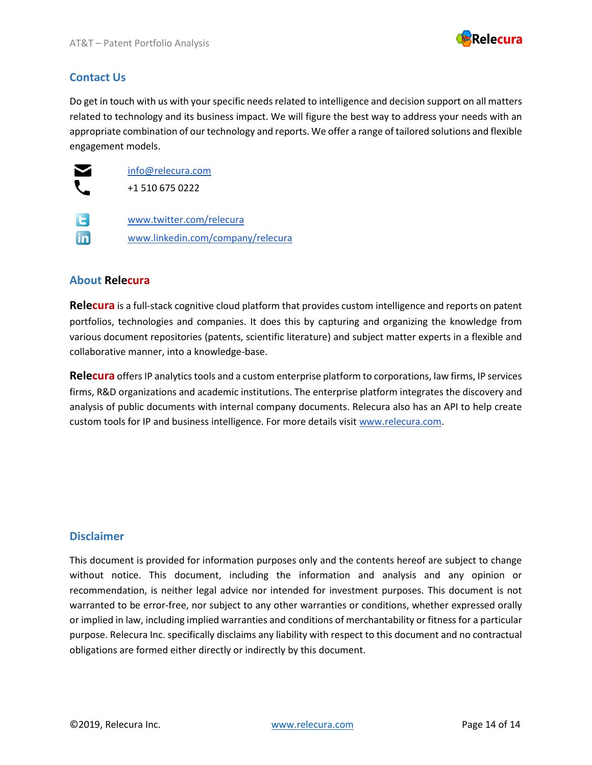## Contact Us

Do get in touch with us with your specific needs related to intelligence and decision support on all matters related to technology and its business impact. We will figure the best way to address your needs with an appropriate combination of our technology and reports. We offer a range of tailored solutions and flexible engagement models.

info@relecura.com
+1 510 675 0222

www.twitter.com/relecura
www.linkedin.com/company/relecura

## About Relecura

**Relecura** is a full-stack cognitive cloud platform that provides custom intelligence and reports on patent portfolios, technologies and companies. It does this by capturing and organizing the knowledge from various document repositories (patents, scientific literature) and subject matter experts in a flexible and collaborative manner, into a knowledge-base.

**Relecura** offers IP analytics tools and a custom enterprise platform to corporations, law firms, IP services firms, R&D organizations and academic institutions. The enterprise platform integrates the discovery and analysis of public documents with internal company documents. Relecura also has an API to help create custom tools for IP and business intelligence. For more details visit www.relecura.com.

## Disclaimer

This document is provided for information purposes only and the contents hereof are subject to change without notice. This document, including the information and analysis and any opinion or recommendation, is neither legal advice nor intended for investment purposes. This document is not warranted to be error-free, nor subject to any other warranties or conditions, whether expressed orally or implied in law, including implied warranties and conditions of merchantability or fitness for a particular purpose. Relecura Inc. specifically disclaims any liability with respect to this document and no contractual obligations are formed either directly or indirectly by this document.